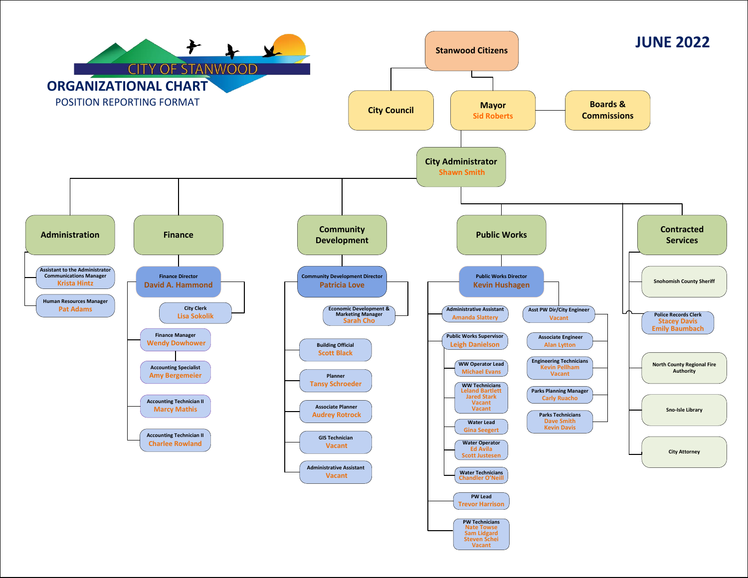# CITY OF STANWOOD

## ORGANIZATIONAL CHART

POSITION REPORTING FORMAT

**JUNE 2022**

- **Stanwood Citizens**
  - **City Council**
  - **Mayor** – Sid Roberts
    - **Boards & Commissions**
    - **City Administrator** – Shawn Smith

### Administration

- Assistant to the Administrator / Communications Manager – Krista Hintz
- Human Resources Manager – Pat Adams

### Finance

- Finance Director – David A. Hammond
  - City Clerk – Lisa Sokolik
  - Finance Manager – Wendy Dowhower
    - Accounting Specialist – Amy Bergemeier
  - Accounting Technician II – Marcy Mathis
  - Accounting Technician II – Charlee Rowland

### Community Development

- Community Development Director – Patricia Love
  - Economic Development & Marketing Manager – Sarah Cho
  - Building Official – Scott Black
  - Planner – Tansy Schroeder
  - Associate Planner – Audrey Rotrock
  - GIS Technician – Vacant
  - Administrative Assistant – Vacant

### Public Works

- Public Works Director – Kevin Hushagen
  - Administrative Assistant – Amanda Slattery
  - Public Works Supervisor – Leigh Danielson
    - WW Operator Lead – Michael Evans
    - WW Technicians – Leland Bartlett, Jared Stark, Vacant, Vacant
    - Water Lead – Gina Seegert
    - Water Operator – Ed Avila, Scott Justesen
    - Water Technicians – Chandler O'Neill
  - PW Lead – Trevor Harrison
  - PW Technicians – Nate Towse, Sam Lidgard, Steven Schei, Vacant
  - Asst PW Dir/City Engineer – Vacant
    - Associate Engineer – Alan Lytton
    - Engineering Technicians – Kevin Pellham, Vacant
    - Parks Planning Manager – Carly Ruacho
    - Parks Technicians – Dave Smith, Kevin Davis

### Contracted Services

- Snohomish County Sheriff
  - Police Records Clerk – Stacey Davis, Emily Baumbach
- North County Regional Fire Authority
- Sno-Isle Library
- City Attorney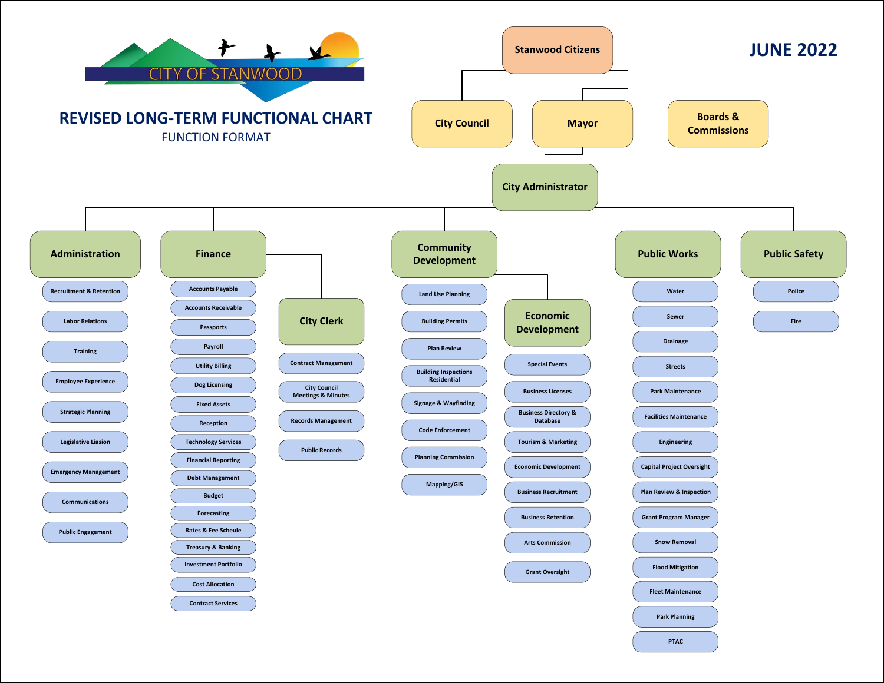CITY OF STANWOOD

# REVISED LONG-TERM FUNCTIONAL CHART

FUNCTION FORMAT

## JUNE 2022

- **Stanwood Citizens**
  - **City Council**
  - **Mayor**
    - **Boards & Commissions**
    - **City Administrator**

### Administration

- Recruitment & Retention
- Labor Relations
- Training
- Employee Experience
- Strategic Planning
- Legislative Liasion
- Emergency Management
- Communications
- Public Engagement

### Finance

- Accounts Payable
- Accounts Receivable
- Passports
- Payroll
- Utility Billing
- Dog Licensing
- Fixed Assets
- Reception
- Technology Services
- Financial Reporting
- Debt Management
- Budget
- Forecasting
- Rates & Fee Scheule
- Treasury & Banking
- Investment Portfolio
- Cost Allocation
- Contract Services

#### City Clerk

- Contract Management
- City Council Meetings & Minutes
- Records Management
- Public Records

### Community Development

- Land Use Planning
- Building Permits
- Plan Review
- Building Inspections Residential
- Signage & Wayfinding
- Code Enforcement
- Planning Commission
- Mapping/GIS

#### Economic Development

- Special Events
- Business Licenses
- Business Directory & Database
- Tourism & Marketing
- Economic Development
- Business Recruitment
- Business Retention
- Arts Commission
- Grant Oversight

### Public Works

- Water
- Sewer
- Drainage
- Streets
- Park Maintenance
- Facilities Maintenance
- Engineering
- Capital Project Oversight
- Plan Review & Inspection
- Grant Program Manager
- Snow Removal
- Flood Mitigation
- Fleet Maintenance
- Park Planning
- PTAC

### Public Safety

- Police
- Fire